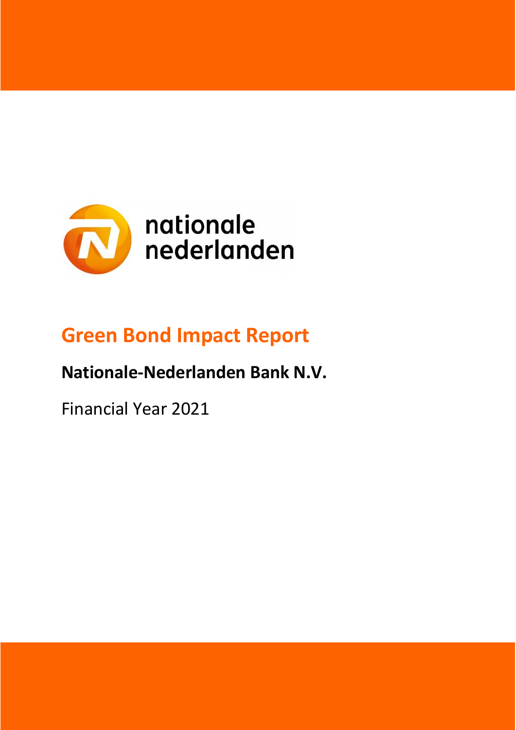nationale nederlanden

# Green Bond Impact Report

## Nationale-Nederlanden Bank N.V.

Financial Year 2021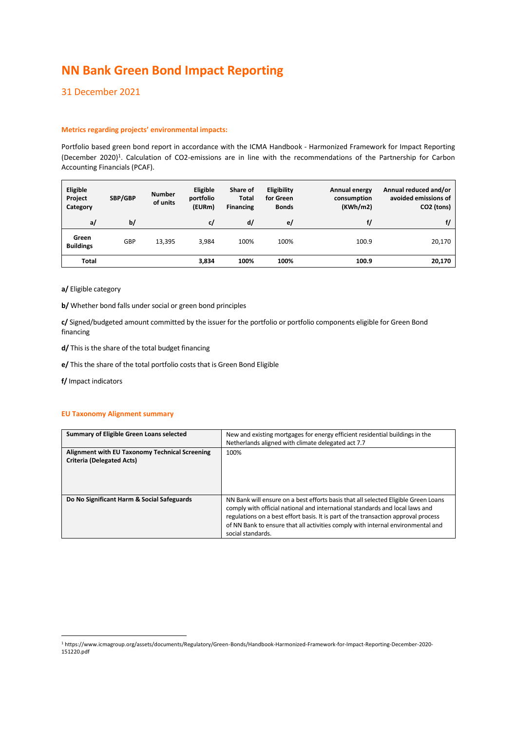# NN Bank Green Bond Impact Reporting

## 31 December 2021

### Metrics regarding projects' environmental impacts:

Portfolio based green bond report in accordance with the ICMA Handbook - Harmonized Framework for Impact Reporting (December 2020)[1]. Calculation of $CO_2$-emissions are in line with the recommendations of the Partnership for Carbon Accounting Financials (PCAF).

| Eligible Project Category | SBP/GBP | Number of units | Eligible portfolio (EURm) | Share of Total Financing | Eligibility for Green Bonds | Annual energy consumption (KWh/m2) | Annual reduced and/or avoided emissions of CO2 (tons) |
|---|---|---|---|---|---|---|---|
| a/ | b/ | | c/ | d/ | e/ | f/ | f/ |
| Green Buildings | GBP | 13,395 | 3,984 | 100% | 100% | 100.9 | 20,170 |
| **Total** | | | **3,834** | **100%** | **100%** | **100.9** | **20,170** |

**a/** Eligible category

**b/** Whether bond falls under social or green bond principles

**c/** Signed/budgeted amount committed by the issuer for the portfolio or portfolio components eligible for Green Bond financing

**d/** This is the share of the total budget financing

**e/** This the share of the total portfolio costs that is Green Bond Eligible

**f/** Impact indicators

### EU Taxonomy Alignment summary

| | |
|---|---|
| **Summary of Eligible Green Loans selected** | New and existing mortgages for energy efficient residential buildings in the Netherlands aligned with climate delegated act 7.7 |
| **Alignment with EU Taxonomy Technical Screening Criteria (Delegated Acts)** | 100% |
| **Do No Significant Harm & Social Safeguards** | NN Bank will ensure on a best efforts basis that all selected Eligible Green Loans comply with official national and international standards and local laws and regulations on a best effort basis. It is part of the transaction approval process of NN Bank to ensure that all activities comply with internal environmental and social standards. |

[1] https://www.icmagroup.org/assets/documents/Regulatory/Green-Bonds/Handbook-Harmonized-Framework-for-Impact-Reporting-December-2020-151220.pdf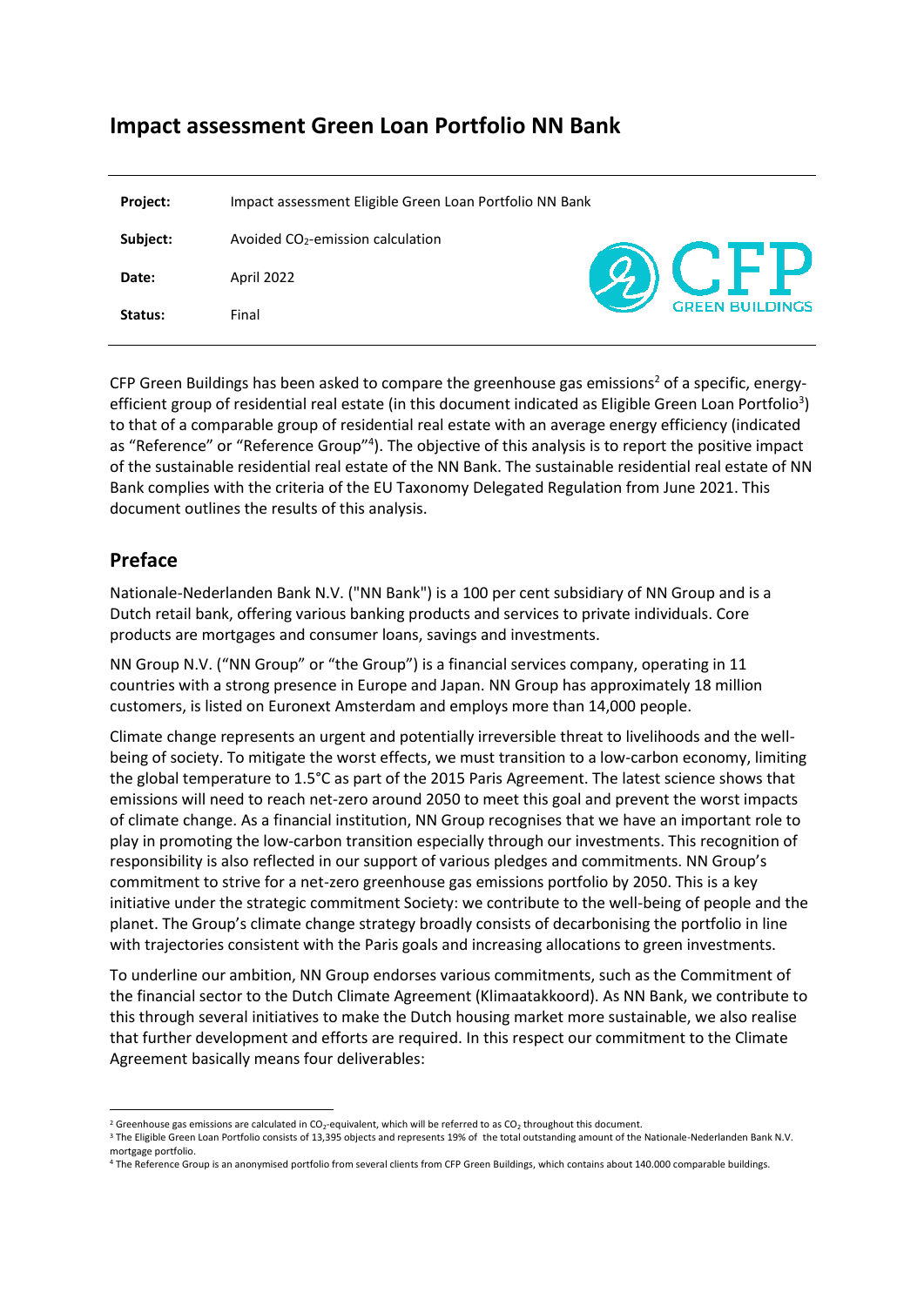# Impact assessment Green Loan Portfolio NN Bank

| | |
|---|---|
| **Project:** | Impact assessment Eligible Green Loan Portfolio NN Bank |
| **Subject:** | Avoided $CO_2$-emission calculation |
| **Date:** | April 2022 |
| **Status:** | Final |

CFP Green Buildings has been asked to compare the greenhouse gas emissions[2] of a specific, energy-efficient group of residential real estate (in this document indicated as Eligible Green Loan Portfolio[3]) to that of a comparable group of residential real estate with an average energy efficiency (indicated as "Reference" or "Reference Group"[4]). The objective of this analysis is to report the positive impact of the sustainable residential real estate of the NN Bank. The sustainable residential real estate of NN Bank complies with the criteria of the EU Taxonomy Delegated Regulation from June 2021. This document outlines the results of this analysis.

## Preface

Nationale-Nederlanden Bank N.V. ("NN Bank") is a 100 per cent subsidiary of NN Group and is a Dutch retail bank, offering various banking products and services to private individuals. Core products are mortgages and consumer loans, savings and investments.

NN Group N.V. ("NN Group" or "the Group") is a financial services company, operating in 11 countries with a strong presence in Europe and Japan. NN Group has approximately 18 million customers, is listed on Euronext Amsterdam and employs more than 14,000 people.

Climate change represents an urgent and potentially irreversible threat to livelihoods and the well-being of society. To mitigate the worst effects, we must transition to a low-carbon economy, limiting the global temperature to 1.5°C as part of the 2015 Paris Agreement. The latest science shows that emissions will need to reach net-zero around 2050 to meet this goal and prevent the worst impacts of climate change. As a financial institution, NN Group recognises that we have an important role to play in promoting the low-carbon transition especially through our investments. This recognition of responsibility is also reflected in our support of various pledges and commitments. NN Group's commitment to strive for a net-zero greenhouse gas emissions portfolio by 2050. This is a key initiative under the strategic commitment Society: we contribute to the well-being of people and the planet. The Group's climate change strategy broadly consists of decarbonising the portfolio in line with trajectories consistent with the Paris goals and increasing allocations to green investments.

To underline our ambition, NN Group endorses various commitments, such as the Commitment of the financial sector to the Dutch Climate Agreement (Klimaatakkoord). As NN Bank, we contribute to this through several initiatives to make the Dutch housing market more sustainable, we also realise that further development and efforts are required. In this respect our commitment to the Climate Agreement basically means four deliverables:

---

[2] Greenhouse gas emissions are calculated in $CO_2$-equivalent, which will be referred to as $CO_2$ throughout this document.

[3] The Eligible Green Loan Portfolio consists of 13,395 objects and represents 19% of the total outstanding amount of the Nationale-Nederlanden Bank N.V. mortgage portfolio.

[4] The Reference Group is an anonymised portfolio from several clients from CFP Green Buildings, which contains about 140.000 comparable buildings.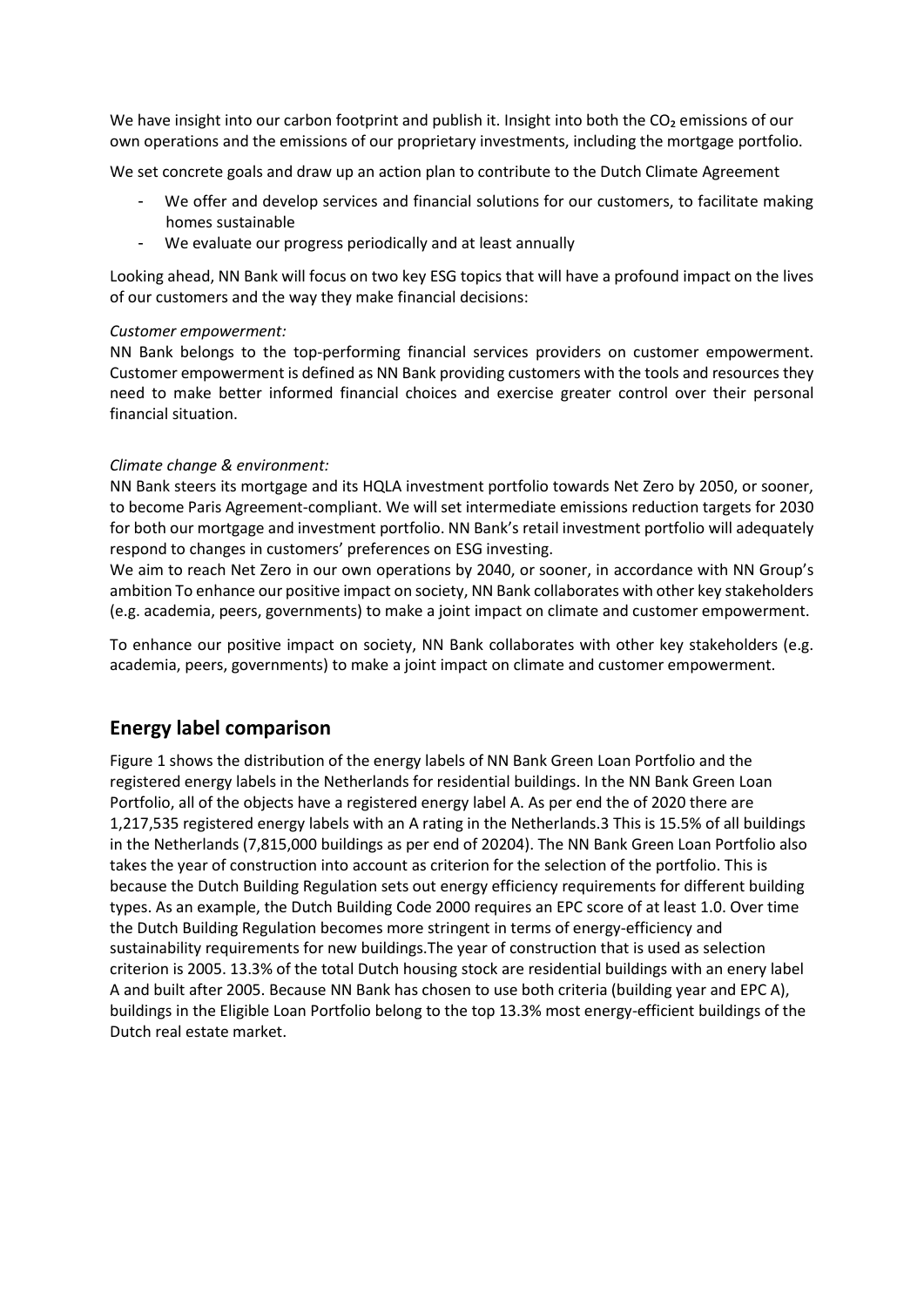We have insight into our carbon footprint and publish it. Insight into both the $CO_2$ emissions of our own operations and the emissions of our proprietary investments, including the mortgage portfolio.

We set concrete goals and draw up an action plan to contribute to the Dutch Climate Agreement

- We offer and develop services and financial solutions for our customers, to facilitate making homes sustainable
- We evaluate our progress periodically and at least annually

Looking ahead, NN Bank will focus on two key ESG topics that will have a profound impact on the lives of our customers and the way they make financial decisions:

*Customer empowerment:*
NN Bank belongs to the top-performing financial services providers on customer empowerment. Customer empowerment is defined as NN Bank providing customers with the tools and resources they need to make better informed financial choices and exercise greater control over their personal financial situation.

*Climate change & environment:*
NN Bank steers its mortgage and its HQLA investment portfolio towards Net Zero by 2050, or sooner, to become Paris Agreement-compliant. We will set intermediate emissions reduction targets for 2030 for both our mortgage and investment portfolio. NN Bank's retail investment portfolio will adequately respond to changes in customers' preferences on ESG investing.
We aim to reach Net Zero in our own operations by 2040, or sooner, in accordance with NN Group's ambition To enhance our positive impact on society, NN Bank collaborates with other key stakeholders (e.g. academia, peers, governments) to make a joint impact on climate and customer empowerment.

To enhance our positive impact on society, NN Bank collaborates with other key stakeholders (e.g. academia, peers, governments) to make a joint impact on climate and customer empowerment.

## Energy label comparison

Figure 1 shows the distribution of the energy labels of NN Bank Green Loan Portfolio and the registered energy labels in the Netherlands for residential buildings. In the NN Bank Green Loan Portfolio, all of the objects have a registered energy label A. As per end the of 2020 there are 1,217,535 registered energy labels with an A rating in the Netherlands.[3] This is 15.5% of all buildings in the Netherlands (7,815,000 buildings as per end of 2020[4]). The NN Bank Green Loan Portfolio also takes the year of construction into account as criterion for the selection of the portfolio. This is because the Dutch Building Regulation sets out energy efficiency requirements for different building types. As an example, the Dutch Building Code 2000 requires an EPC score of at least 1.0. Over time the Dutch Building Regulation becomes more stringent in terms of energy-efficiency and sustainability requirements for new buildings.The year of construction that is used as selection criterion is 2005. 13.3% of the total Dutch housing stock are residential buildings with an enery label A and built after 2005. Because NN Bank has chosen to use both criteria (building year and EPC A), buildings in the Eligible Loan Portfolio belong to the top 13.3% most energy-efficient buildings of the Dutch real estate market.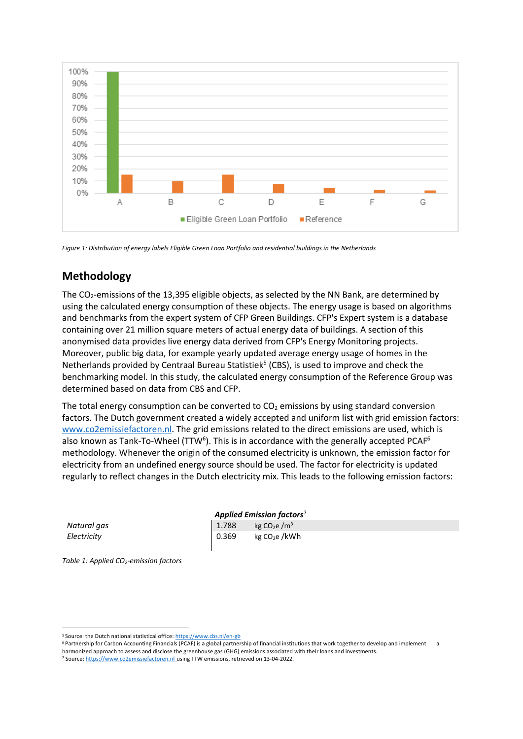Figure 1: Distribution of energy labels Eligible Green Loan Portfolio and residential buildings in the Netherlands

## Methodology

The $CO_2$-emissions of the 13,395 eligible objects, as selected by the NN Bank, are determined by using the calculated energy consumption of these objects. The energy usage is based on algorithms and benchmarks from the expert system of CFP Green Buildings. CFP's Expert system is a database containing over 21 million square meters of actual energy data of buildings. A section of this anonymised data provides live energy data derived from CFP's Energy Monitoring projects. Moreover, public big data, for example yearly updated average energy usage of homes in the Netherlands provided by Centraal Bureau Statistiek[5] (CBS), is used to improve and check the benchmarking model. In this study, the calculated energy consumption of the Reference Group was determined based on data from CBS and CFP.

The total energy consumption can be converted to $CO_2$ emissions by using standard conversion factors. The Dutch government created a widely accepted and uniform list with grid emission factors: www.co2emissiefactoren.nl. The grid emissions related to the direct emissions are used, which is also known as Tank-To-Wheel (TTW[6]). This is in accordance with the generally accepted PCAF[6] methodology. Whenever the origin of the consumed electricity is unknown, the emission factor for electricity from an undefined energy source should be used. The factor for electricity is updated regularly to reflect changes in the Dutch electricity mix. This leads to the following emission factors:

| | ***Applied Emission factors***[7] | |
|---|---|---|
| *Natural gas* | 1.788 | kg $CO_2e$ /m³ |
| *Electricity* | 0.369 | kg $CO_2e$ /kWh |

*Table 1: Applied $CO_2$-emission factors*

[5] Source: the Dutch national statistical office: https://www.cbs.nl/en-gb

[6] Partnership for Carbon Accounting Financials (PCAF) is a global partnership of financial institutions that work together to develop and implement a harmonized approach to assess and disclose the greenhouse gas (GHG) emissions associated with their loans and investments.

[7] Source: https://www.co2emissiefactoren.nl using TTW emissions, retrieved on 13-04-2022.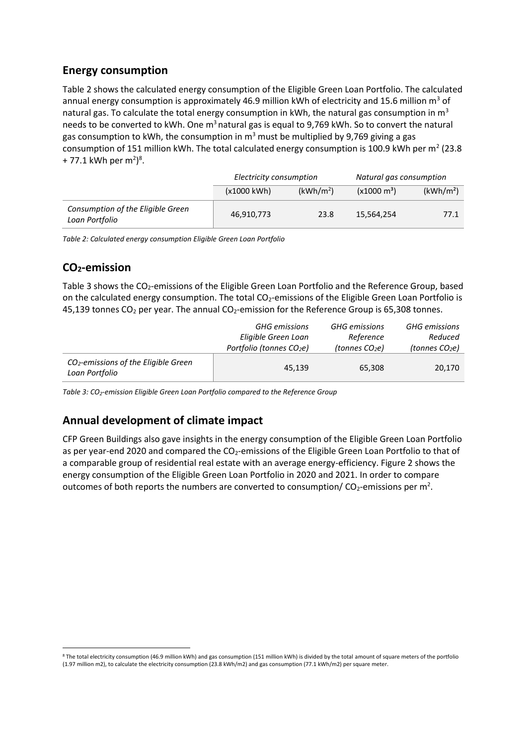## Energy consumption

Table 2 shows the calculated energy consumption of the Eligible Green Loan Portfolio. The calculated annual energy consumption is approximately 46.9 million kWh of electricity and 15.6 million $m^3$ of natural gas. To calculate the total energy consumption in kWh, the natural gas consumption in $m^3$ needs to be converted to kWh. One $m^3$ natural gas is equal to 9,769 kWh. So to convert the natural gas consumption to kWh, the consumption in $m^3$ must be multiplied by 9,769 giving a gas consumption of 151 million kWh. The total calculated energy consumption is 100.9 kWh per $m^2$ (23.8 + 77.1 kWh per $m^2$)[8].

| | *Electricity consumption* | | *Natural gas consumption* | |
|---|---|---|---|---|
| | (x1000 kWh) | (kWh/$m^2$) | (x1000 $m^3$) | (kWh/$m^2$) |
| *Consumption of the Eligible Green Loan Portfolio* | 46,910,773 | 23.8 | 15,564,254 | 77.1 |

*Table 2: Calculated energy consumption Eligible Green Loan Portfolio*

## $CO_2$-emission

Table 3 shows the $CO_2$-emissions of the Eligible Green Loan Portfolio and the Reference Group, based on the calculated energy consumption. The total $CO_2$-emissions of the Eligible Green Loan Portfolio is 45,139 tonnes $CO_2$ per year. The annual $CO_2$-emission for the Reference Group is 65,308 tonnes.

| | *GHG emissions Eligible Green Loan Portfolio (tonnes $CO_2e$)* | *GHG emissions Reference (tonnes $CO_2e$)* | *GHG emissions Reduced (tonnes $CO_2e$)* |
|---|---|---|---|
| *$CO_2$-emissions of the Eligible Green Loan Portfolio* | 45,139 | 65,308 | 20,170 |

*Table 3: $CO_2$-emission Eligible Green Loan Portfolio compared to the Reference Group*

## Annual development of climate impact

CFP Green Buildings also gave insights in the energy consumption of the Eligible Green Loan Portfolio as per year-end 2020 and compared the $CO_2$-emissions of the Eligible Green Loan Portfolio to that of a comparable group of residential real estate with an average energy-efficiency. Figure 2 shows the energy consumption of the Eligible Green Loan Portfolio in 2020 and 2021. In order to compare outcomes of both reports the numbers are converted to consumption/ $CO_2$-emissions per $m^2$.

[8] The total electricity consumption (46.9 million kWh) and gas consumption (151 million kWh) is divided by the total amount of square meters of the portfolio (1.97 million m2), to calculate the electricity consumption (23.8 kWh/m2) and gas consumption (77.1 kWh/m2) per square meter.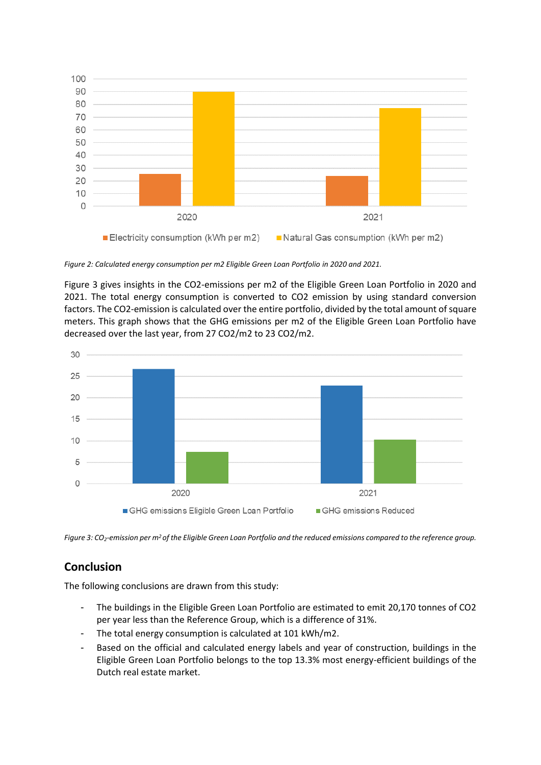100
90
80
70
60
50
40
30
20
10
0

2020
2021

Electricity consumption (kWh per m2)
Natural Gas consumption (kWh per m2)

*Figure 2: Calculated energy consumption per m2 Eligible Green Loan Portfolio in 2020 and 2021.*

Figure 3 gives insights in the CO2-emissions per m2 of the Eligible Green Loan Portfolio in 2020 and 2021. The total energy consumption is converted to CO2 emission by using standard conversion factors. The CO2-emission is calculated over the entire portfolio, divided by the total amount of square meters. This graph shows that the GHG emissions per m2 of the Eligible Green Loan Portfolio have decreased over the last year, from 27 CO2/m2 to 23 CO2/m2.

30
25
20
15
10
5
0

2020
2021

GHG emissions Eligible Green Loan Portfolio
GHG emissions Reduced

*Figure 3: $CO_2$-emission per $m^2$ of the Eligible Green Loan Portfolio and the reduced emissions compared to the reference group.*

## Conclusion

The following conclusions are drawn from this study:

- The buildings in the Eligible Green Loan Portfolio are estimated to emit 20,170 tonnes of CO2 per year less than the Reference Group, which is a difference of 31%.
- The total energy consumption is calculated at 101 kWh/m2.
- Based on the official and calculated energy labels and year of construction, buildings in the Eligible Green Loan Portfolio belongs to the top 13.3% most energy-efficient buildings of the Dutch real estate market.